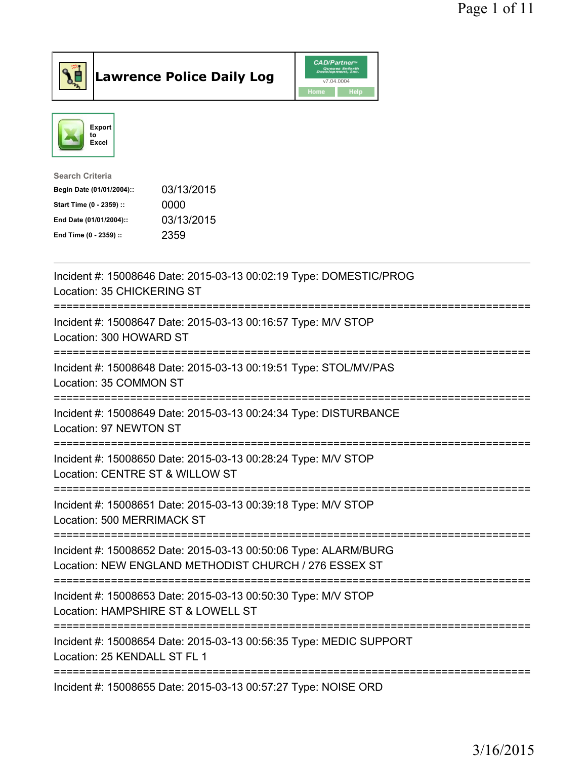# Lawrence Police Daily Log

Export to Excel

**Search Criteria**

| | |
|---|---|
| **Begin Date (01/01/2004)::** | 03/13/2015 |
| **Start Time (0 - 2359) ::** | 0000 |
| **End Date (01/01/2004)::** | 03/13/2015 |
| **End Time (0 - 2359) ::** | 2359 |

---

Incident #: 15008646 Date: 2015-03-13 00:02:19 Type: DOMESTIC/PROG
Location: 35 CHICKERING ST

===========================================================================

Incident #: 15008647 Date: 2015-03-13 00:16:57 Type: M/V STOP
Location: 300 HOWARD ST

===========================================================================

Incident #: 15008648 Date: 2015-03-13 00:19:51 Type: STOL/MV/PAS
Location: 35 COMMON ST

===========================================================================

Incident #: 15008649 Date: 2015-03-13 00:24:34 Type: DISTURBANCE
Location: 97 NEWTON ST

===========================================================================

Incident #: 15008650 Date: 2015-03-13 00:28:24 Type: M/V STOP
Location: CENTRE ST & WILLOW ST

===========================================================================

Incident #: 15008651 Date: 2015-03-13 00:39:18 Type: M/V STOP
Location: 500 MERRIMACK ST

===========================================================================

Incident #: 15008652 Date: 2015-03-13 00:50:06 Type: ALARM/BURG
Location: NEW ENGLAND METHODIST CHURCH / 276 ESSEX ST

===========================================================================

Incident #: 15008653 Date: 2015-03-13 00:50:30 Type: M/V STOP
Location: HAMPSHIRE ST & LOWELL ST

===========================================================================

Incident #: 15008654 Date: 2015-03-13 00:56:35 Type: MEDIC SUPPORT
Location: 25 KENDALL ST FL 1

===========================================================================

Incident #: 15008655 Date: 2015-03-13 00:57:27 Type: NOISE ORD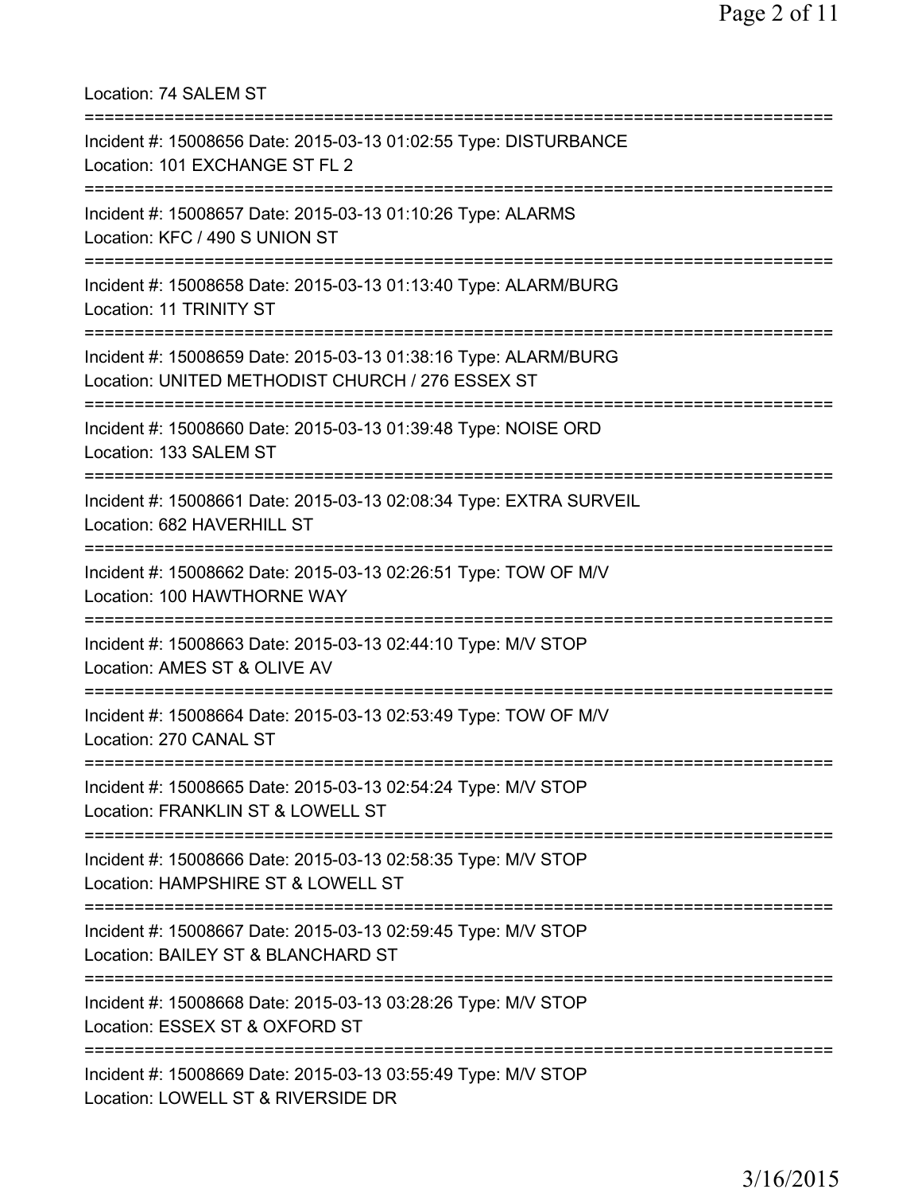Location: 74 SALEM ST

===========================================================================

Incident #: 15008656 Date: 2015-03-13 01:02:55 Type: DISTURBANCE
Location: 101 EXCHANGE ST FL 2

===========================================================================

Incident #: 15008657 Date: 2015-03-13 01:10:26 Type: ALARMS
Location: KFC / 490 S UNION ST

===========================================================================

Incident #: 15008658 Date: 2015-03-13 01:13:40 Type: ALARM/BURG
Location: 11 TRINITY ST

===========================================================================

Incident #: 15008659 Date: 2015-03-13 01:38:16 Type: ALARM/BURG
Location: UNITED METHODIST CHURCH / 276 ESSEX ST

===========================================================================

Incident #: 15008660 Date: 2015-03-13 01:39:48 Type: NOISE ORD
Location: 133 SALEM ST

===========================================================================

Incident #: 15008661 Date: 2015-03-13 02:08:34 Type: EXTRA SURVEIL
Location: 682 HAVERHILL ST

===========================================================================

Incident #: 15008662 Date: 2015-03-13 02:26:51 Type: TOW OF M/V
Location: 100 HAWTHORNE WAY

===========================================================================

Incident #: 15008663 Date: 2015-03-13 02:44:10 Type: M/V STOP
Location: AMES ST & OLIVE AV

===========================================================================

Incident #: 15008664 Date: 2015-03-13 02:53:49 Type: TOW OF M/V
Location: 270 CANAL ST

===========================================================================

Incident #: 15008665 Date: 2015-03-13 02:54:24 Type: M/V STOP
Location: FRANKLIN ST & LOWELL ST

===========================================================================

Incident #: 15008666 Date: 2015-03-13 02:58:35 Type: M/V STOP
Location: HAMPSHIRE ST & LOWELL ST

===========================================================================

Incident #: 15008667 Date: 2015-03-13 02:59:45 Type: M/V STOP
Location: BAILEY ST & BLANCHARD ST

===========================================================================

Incident #: 15008668 Date: 2015-03-13 03:28:26 Type: M/V STOP
Location: ESSEX ST & OXFORD ST

===========================================================================

Incident #: 15008669 Date: 2015-03-13 03:55:49 Type: M/V STOP
Location: LOWELL ST & RIVERSIDE DR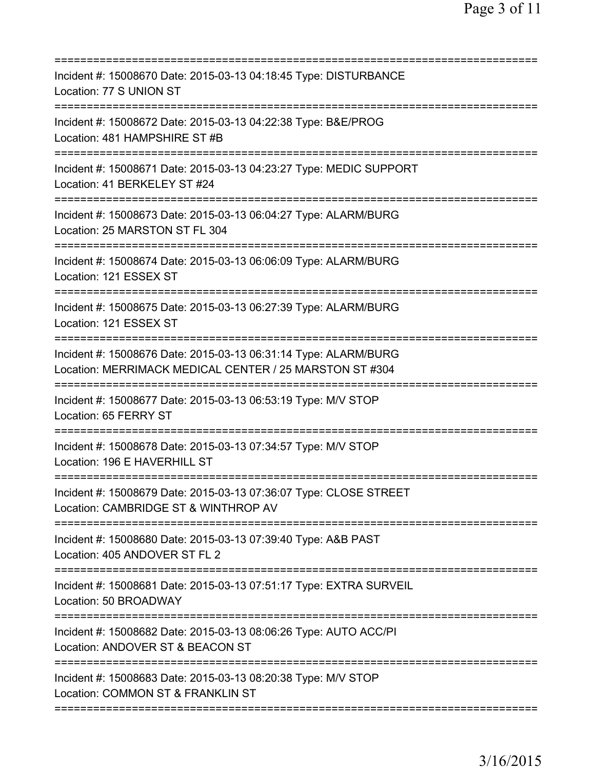===========================================================================
Incident #: 15008670 Date: 2015-03-13 04:18:45 Type: DISTURBANCE
Location: 77 S UNION ST
===========================================================================
Incident #: 15008672 Date: 2015-03-13 04:22:38 Type: B&E/PROG
Location: 481 HAMPSHIRE ST #B
===========================================================================
Incident #: 15008671 Date: 2015-03-13 04:23:27 Type: MEDIC SUPPORT
Location: 41 BERKELEY ST #24
===========================================================================
Incident #: 15008673 Date: 2015-03-13 06:04:27 Type: ALARM/BURG
Location: 25 MARSTON ST FL 304
===========================================================================
Incident #: 15008674 Date: 2015-03-13 06:06:09 Type: ALARM/BURG
Location: 121 ESSEX ST
===========================================================================
Incident #: 15008675 Date: 2015-03-13 06:27:39 Type: ALARM/BURG
Location: 121 ESSEX ST
===========================================================================
Incident #: 15008676 Date: 2015-03-13 06:31:14 Type: ALARM/BURG
Location: MERRIMACK MEDICAL CENTER / 25 MARSTON ST #304
===========================================================================
Incident #: 15008677 Date: 2015-03-13 06:53:19 Type: M/V STOP
Location: 65 FERRY ST
===========================================================================
Incident #: 15008678 Date: 2015-03-13 07:34:57 Type: M/V STOP
Location: 196 E HAVERHILL ST
===========================================================================
Incident #: 15008679 Date: 2015-03-13 07:36:07 Type: CLOSE STREET
Location: CAMBRIDGE ST & WINTHROP AV
===========================================================================
Incident #: 15008680 Date: 2015-03-13 07:39:40 Type: A&B PAST
Location: 405 ANDOVER ST FL 2
===========================================================================
Incident #: 15008681 Date: 2015-03-13 07:51:17 Type: EXTRA SURVEIL
Location: 50 BROADWAY
===========================================================================
Incident #: 15008682 Date: 2015-03-13 08:06:26 Type: AUTO ACC/PI
Location: ANDOVER ST & BEACON ST
===========================================================================
Incident #: 15008683 Date: 2015-03-13 08:20:38 Type: M/V STOP
Location: COMMON ST & FRANKLIN ST
===========================================================================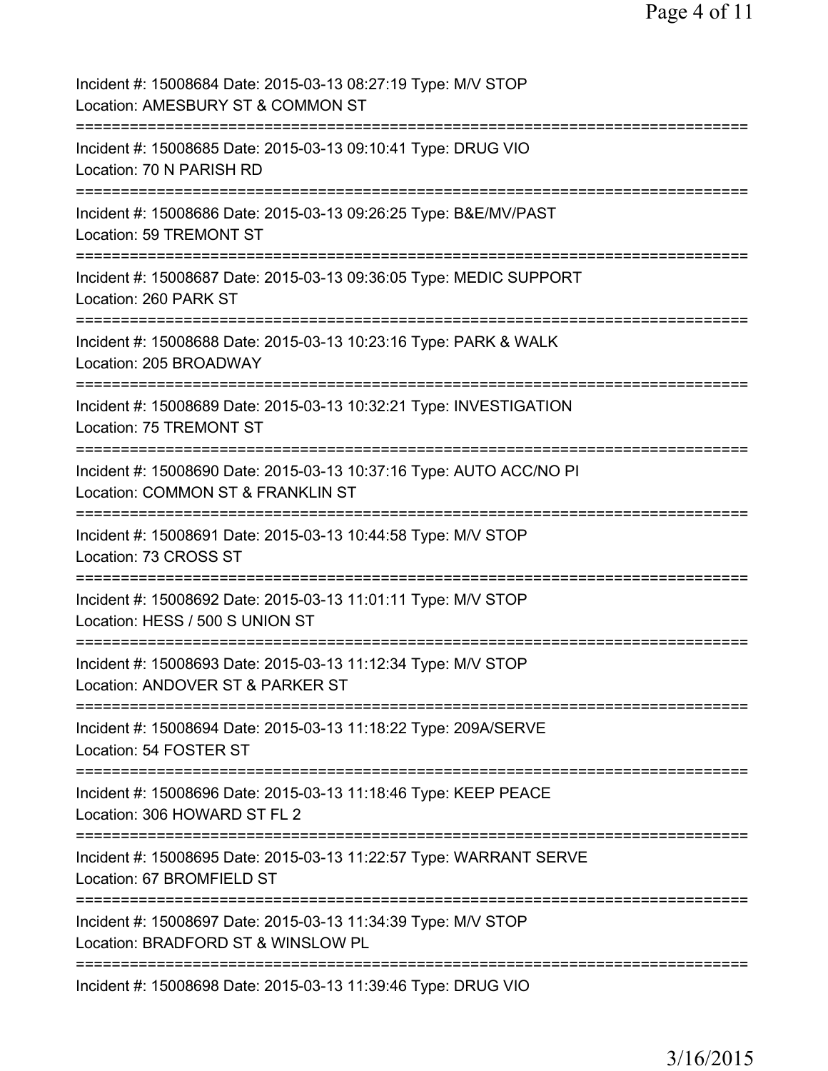Incident #: 15008684 Date: 2015-03-13 08:27:19 Type: M/V STOP
Location: AMESBURY ST & COMMON ST

===========================================================================

Incident #: 15008685 Date: 2015-03-13 09:10:41 Type: DRUG VIO
Location: 70 N PARISH RD

===========================================================================

Incident #: 15008686 Date: 2015-03-13 09:26:25 Type: B&E/MV/PAST
Location: 59 TREMONT ST

===========================================================================

Incident #: 15008687 Date: 2015-03-13 09:36:05 Type: MEDIC SUPPORT
Location: 260 PARK ST

===========================================================================

Incident #: 15008688 Date: 2015-03-13 10:23:16 Type: PARK & WALK
Location: 205 BROADWAY

===========================================================================

Incident #: 15008689 Date: 2015-03-13 10:32:21 Type: INVESTIGATION
Location: 75 TREMONT ST

===========================================================================

Incident #: 15008690 Date: 2015-03-13 10:37:16 Type: AUTO ACC/NO PI
Location: COMMON ST & FRANKLIN ST

===========================================================================

Incident #: 15008691 Date: 2015-03-13 10:44:58 Type: M/V STOP
Location: 73 CROSS ST

===========================================================================

Incident #: 15008692 Date: 2015-03-13 11:01:11 Type: M/V STOP
Location: HESS / 500 S UNION ST

===========================================================================

Incident #: 15008693 Date: 2015-03-13 11:12:34 Type: M/V STOP
Location: ANDOVER ST & PARKER ST

===========================================================================

Incident #: 15008694 Date: 2015-03-13 11:18:22 Type: 209A/SERVE
Location: 54 FOSTER ST

===========================================================================

Incident #: 15008696 Date: 2015-03-13 11:18:46 Type: KEEP PEACE
Location: 306 HOWARD ST FL 2

===========================================================================

Incident #: 15008695 Date: 2015-03-13 11:22:57 Type: WARRANT SERVE
Location: 67 BROMFIELD ST

===========================================================================

Incident #: 15008697 Date: 2015-03-13 11:34:39 Type: M/V STOP
Location: BRADFORD ST & WINSLOW PL

===========================================================================

Incident #: 15008698 Date: 2015-03-13 11:39:46 Type: DRUG VIO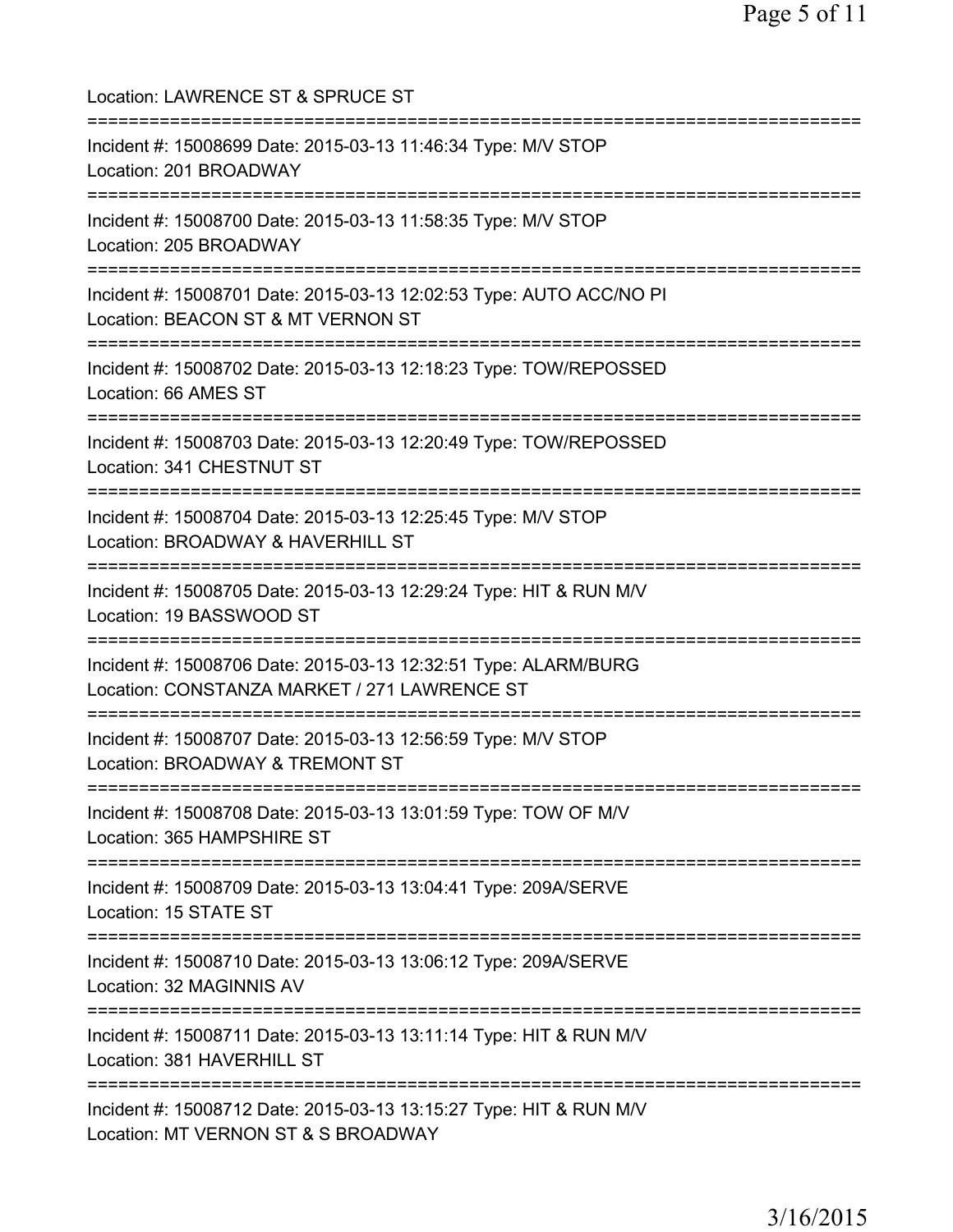Location: LAWRENCE ST & SPRUCE ST

===========================================================================

Incident #: 15008699 Date: 2015-03-13 11:46:34 Type: M/V STOP
Location: 201 BROADWAY

===========================================================================

Incident #: 15008700 Date: 2015-03-13 11:58:35 Type: M/V STOP
Location: 205 BROADWAY

===========================================================================

Incident #: 15008701 Date: 2015-03-13 12:02:53 Type: AUTO ACC/NO PI
Location: BEACON ST & MT VERNON ST

===========================================================================

Incident #: 15008702 Date: 2015-03-13 12:18:23 Type: TOW/REPOSSED
Location: 66 AMES ST

===========================================================================

Incident #: 15008703 Date: 2015-03-13 12:20:49 Type: TOW/REPOSSED
Location: 341 CHESTNUT ST

===========================================================================

Incident #: 15008704 Date: 2015-03-13 12:25:45 Type: M/V STOP
Location: BROADWAY & HAVERHILL ST

===========================================================================

Incident #: 15008705 Date: 2015-03-13 12:29:24 Type: HIT & RUN M/V
Location: 19 BASSWOOD ST

===========================================================================

Incident #: 15008706 Date: 2015-03-13 12:32:51 Type: ALARM/BURG
Location: CONSTANZA MARKET / 271 LAWRENCE ST

===========================================================================

Incident #: 15008707 Date: 2015-03-13 12:56:59 Type: M/V STOP
Location: BROADWAY & TREMONT ST

===========================================================================

Incident #: 15008708 Date: 2015-03-13 13:01:59 Type: TOW OF M/V
Location: 365 HAMPSHIRE ST

===========================================================================

Incident #: 15008709 Date: 2015-03-13 13:04:41 Type: 209A/SERVE
Location: 15 STATE ST

===========================================================================

Incident #: 15008710 Date: 2015-03-13 13:06:12 Type: 209A/SERVE
Location: 32 MAGINNIS AV

===========================================================================

Incident #: 15008711 Date: 2015-03-13 13:11:14 Type: HIT & RUN M/V
Location: 381 HAVERHILL ST

===========================================================================

Incident #: 15008712 Date: 2015-03-13 13:15:27 Type: HIT & RUN M/V
Location: MT VERNON ST & S BROADWAY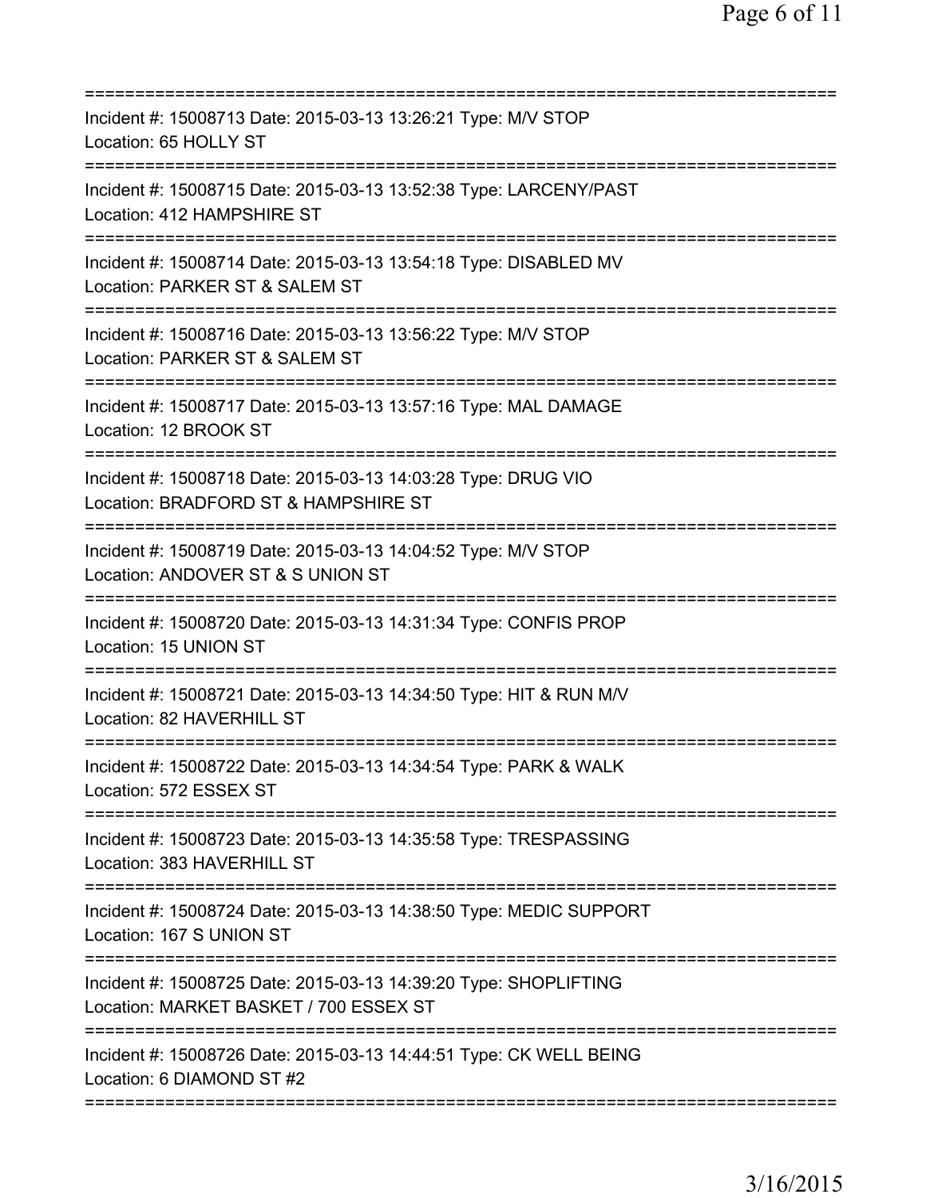===========================================================================
Incident #: 15008713 Date: 2015-03-13 13:26:21 Type: M/V STOP
Location: 65 HOLLY ST
===========================================================================
Incident #: 15008715 Date: 2015-03-13 13:52:38 Type: LARCENY/PAST
Location: 412 HAMPSHIRE ST
===========================================================================
Incident #: 15008714 Date: 2015-03-13 13:54:18 Type: DISABLED MV
Location: PARKER ST & SALEM ST
===========================================================================
Incident #: 15008716 Date: 2015-03-13 13:56:22 Type: M/V STOP
Location: PARKER ST & SALEM ST
===========================================================================
Incident #: 15008717 Date: 2015-03-13 13:57:16 Type: MAL DAMAGE
Location: 12 BROOK ST
===========================================================================
Incident #: 15008718 Date: 2015-03-13 14:03:28 Type: DRUG VIO
Location: BRADFORD ST & HAMPSHIRE ST
===========================================================================
Incident #: 15008719 Date: 2015-03-13 14:04:52 Type: M/V STOP
Location: ANDOVER ST & S UNION ST
===========================================================================
Incident #: 15008720 Date: 2015-03-13 14:31:34 Type: CONFIS PROP
Location: 15 UNION ST
===========================================================================
Incident #: 15008721 Date: 2015-03-13 14:34:50 Type: HIT & RUN M/V
Location: 82 HAVERHILL ST
===========================================================================
Incident #: 15008722 Date: 2015-03-13 14:34:54 Type: PARK & WALK
Location: 572 ESSEX ST
===========================================================================
Incident #: 15008723 Date: 2015-03-13 14:35:58 Type: TRESPASSING
Location: 383 HAVERHILL ST
===========================================================================
Incident #: 15008724 Date: 2015-03-13 14:38:50 Type: MEDIC SUPPORT
Location: 167 S UNION ST
===========================================================================
Incident #: 15008725 Date: 2015-03-13 14:39:20 Type: SHOPLIFTING
Location: MARKET BASKET / 700 ESSEX ST
===========================================================================
Incident #: 15008726 Date: 2015-03-13 14:44:51 Type: CK WELL BEING
Location: 6 DIAMOND ST #2
===========================================================================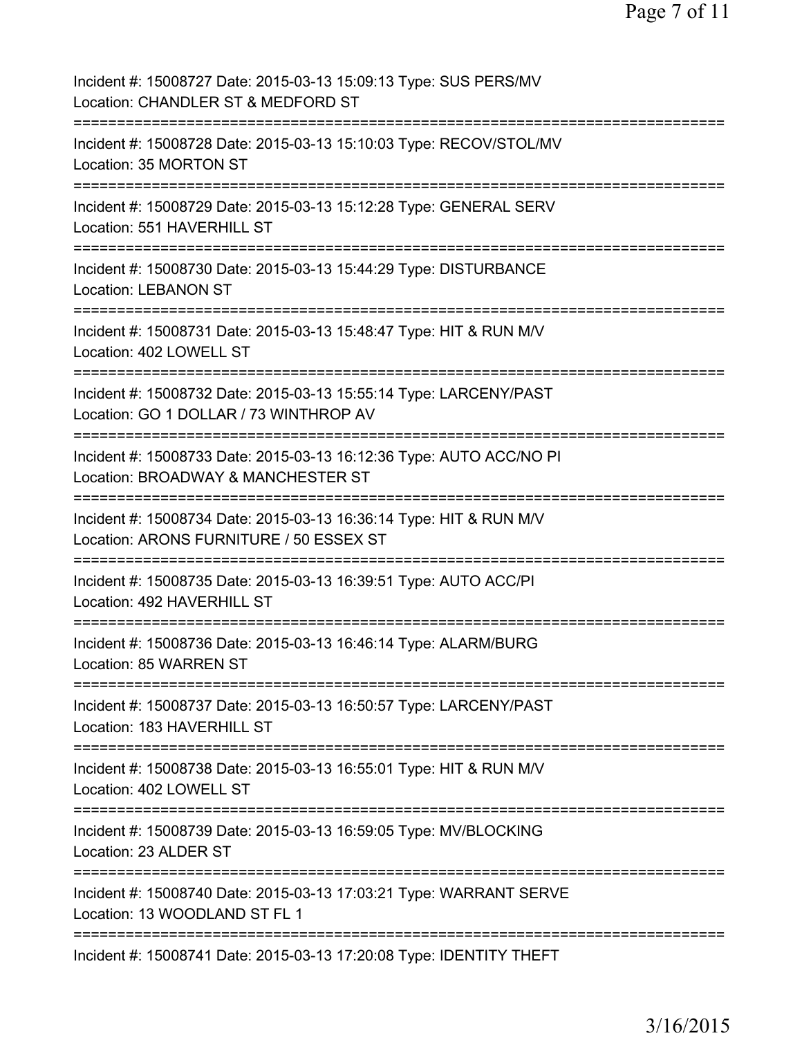Incident #: 15008727 Date: 2015-03-13 15:09:13 Type: SUS PERS/MV
Location: CHANDLER ST & MEDFORD ST

===========================================================================

Incident #: 15008728 Date: 2015-03-13 15:10:03 Type: RECOV/STOL/MV
Location: 35 MORTON ST

===========================================================================

Incident #: 15008729 Date: 2015-03-13 15:12:28 Type: GENERAL SERV
Location: 551 HAVERHILL ST

===========================================================================

Incident #: 15008730 Date: 2015-03-13 15:44:29 Type: DISTURBANCE
Location: LEBANON ST

===========================================================================

Incident #: 15008731 Date: 2015-03-13 15:48:47 Type: HIT & RUN M/V
Location: 402 LOWELL ST

===========================================================================

Incident #: 15008732 Date: 2015-03-13 15:55:14 Type: LARCENY/PAST
Location: GO 1 DOLLAR / 73 WINTHROP AV

===========================================================================

Incident #: 15008733 Date: 2015-03-13 16:12:36 Type: AUTO ACC/NO PI
Location: BROADWAY & MANCHESTER ST

===========================================================================

Incident #: 15008734 Date: 2015-03-13 16:36:14 Type: HIT & RUN M/V
Location: ARONS FURNITURE / 50 ESSEX ST

===========================================================================

Incident #: 15008735 Date: 2015-03-13 16:39:51 Type: AUTO ACC/PI
Location: 492 HAVERHILL ST

===========================================================================

Incident #: 15008736 Date: 2015-03-13 16:46:14 Type: ALARM/BURG
Location: 85 WARREN ST

===========================================================================

Incident #: 15008737 Date: 2015-03-13 16:50:57 Type: LARCENY/PAST
Location: 183 HAVERHILL ST

===========================================================================

Incident #: 15008738 Date: 2015-03-13 16:55:01 Type: HIT & RUN M/V
Location: 402 LOWELL ST

===========================================================================

Incident #: 15008739 Date: 2015-03-13 16:59:05 Type: MV/BLOCKING
Location: 23 ALDER ST

===========================================================================

Incident #: 15008740 Date: 2015-03-13 17:03:21 Type: WARRANT SERVE
Location: 13 WOODLAND ST FL 1

===========================================================================

Incident #: 15008741 Date: 2015-03-13 17:20:08 Type: IDENTITY THEFT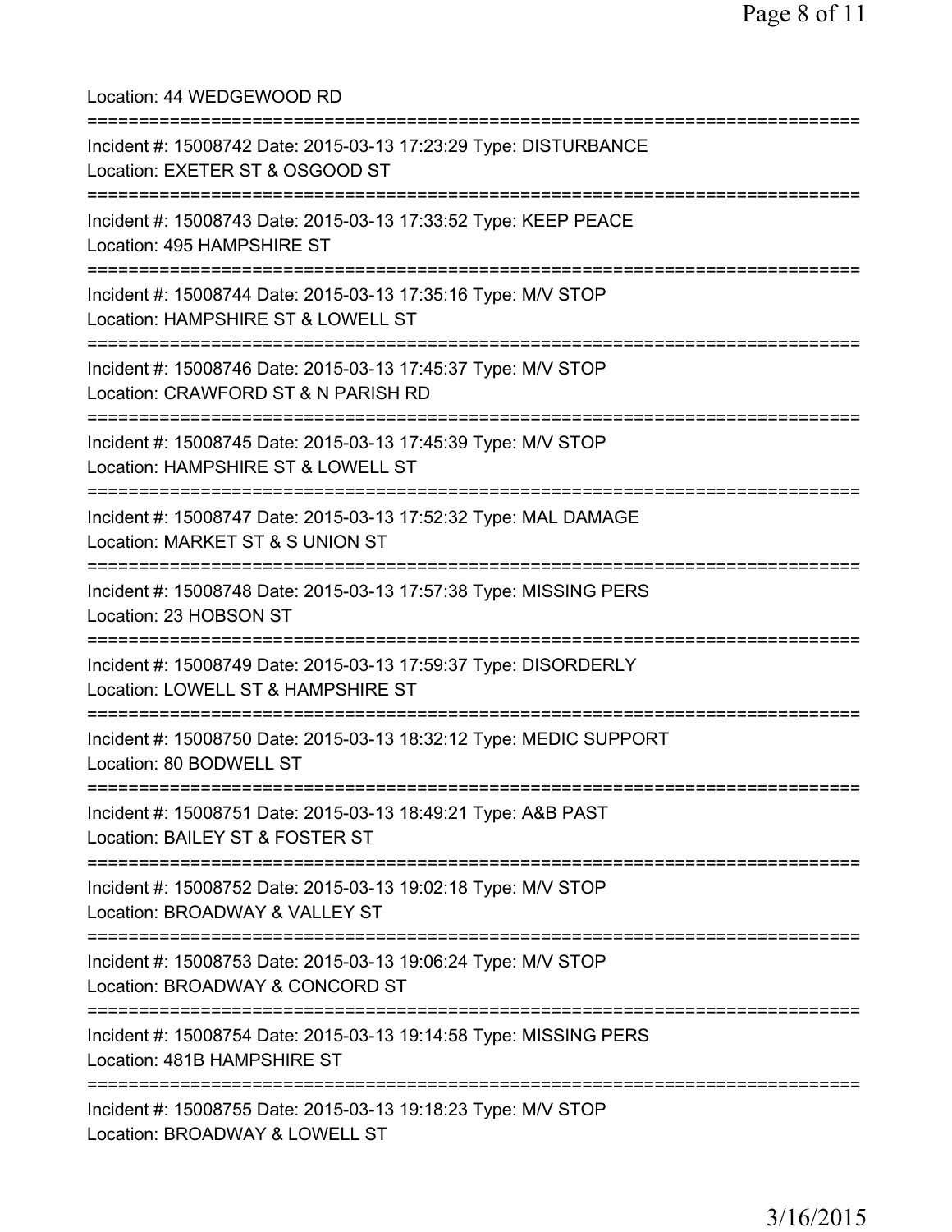Location: 44 WEDGEWOOD RD

===========================================================================

Incident #: 15008742 Date: 2015-03-13 17:23:29 Type: DISTURBANCE
Location: EXETER ST & OSGOOD ST

===========================================================================

Incident #: 15008743 Date: 2015-03-13 17:33:52 Type: KEEP PEACE
Location: 495 HAMPSHIRE ST

===========================================================================

Incident #: 15008744 Date: 2015-03-13 17:35:16 Type: M/V STOP
Location: HAMPSHIRE ST & LOWELL ST

===========================================================================

Incident #: 15008746 Date: 2015-03-13 17:45:37 Type: M/V STOP
Location: CRAWFORD ST & N PARISH RD

===========================================================================

Incident #: 15008745 Date: 2015-03-13 17:45:39 Type: M/V STOP
Location: HAMPSHIRE ST & LOWELL ST

===========================================================================

Incident #: 15008747 Date: 2015-03-13 17:52:32 Type: MAL DAMAGE
Location: MARKET ST & S UNION ST

===========================================================================

Incident #: 15008748 Date: 2015-03-13 17:57:38 Type: MISSING PERS
Location: 23 HOBSON ST

===========================================================================

Incident #: 15008749 Date: 2015-03-13 17:59:37 Type: DISORDERLY
Location: LOWELL ST & HAMPSHIRE ST

===========================================================================

Incident #: 15008750 Date: 2015-03-13 18:32:12 Type: MEDIC SUPPORT
Location: 80 BODWELL ST

===========================================================================

Incident #: 15008751 Date: 2015-03-13 18:49:21 Type: A&B PAST
Location: BAILEY ST & FOSTER ST

===========================================================================

Incident #: 15008752 Date: 2015-03-13 19:02:18 Type: M/V STOP
Location: BROADWAY & VALLEY ST

===========================================================================

Incident #: 15008753 Date: 2015-03-13 19:06:24 Type: M/V STOP
Location: BROADWAY & CONCORD ST

===========================================================================

Incident #: 15008754 Date: 2015-03-13 19:14:58 Type: MISSING PERS
Location: 481B HAMPSHIRE ST

===========================================================================

Incident #: 15008755 Date: 2015-03-13 19:18:23 Type: M/V STOP
Location: BROADWAY & LOWELL ST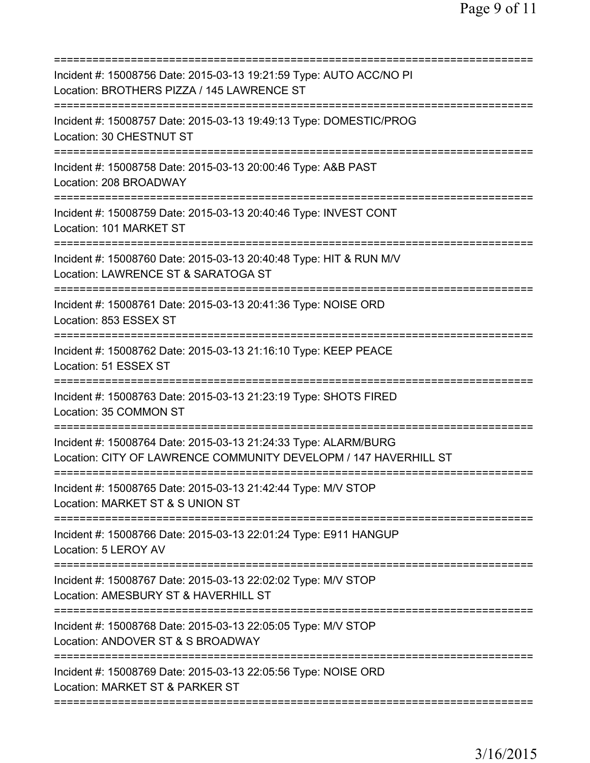===========================================================================

Incident #: 15008756 Date: 2015-03-13 19:21:59 Type: AUTO ACC/NO PI
Location: BROTHERS PIZZA / 145 LAWRENCE ST

===========================================================================

Incident #: 15008757 Date: 2015-03-13 19:49:13 Type: DOMESTIC/PROG
Location: 30 CHESTNUT ST

===========================================================================

Incident #: 15008758 Date: 2015-03-13 20:00:46 Type: A&B PAST
Location: 208 BROADWAY

===========================================================================

Incident #: 15008759 Date: 2015-03-13 20:40:46 Type: INVEST CONT
Location: 101 MARKET ST

===========================================================================

Incident #: 15008760 Date: 2015-03-13 20:40:48 Type: HIT & RUN M/V
Location: LAWRENCE ST & SARATOGA ST

===========================================================================

Incident #: 15008761 Date: 2015-03-13 20:41:36 Type: NOISE ORD
Location: 853 ESSEX ST

===========================================================================

Incident #: 15008762 Date: 2015-03-13 21:16:10 Type: KEEP PEACE
Location: 51 ESSEX ST

===========================================================================

Incident #: 15008763 Date: 2015-03-13 21:23:19 Type: SHOTS FIRED
Location: 35 COMMON ST

===========================================================================

Incident #: 15008764 Date: 2015-03-13 21:24:33 Type: ALARM/BURG
Location: CITY OF LAWRENCE COMMUNITY DEVELOPM / 147 HAVERHILL ST

===========================================================================

Incident #: 15008765 Date: 2015-03-13 21:42:44 Type: M/V STOP
Location: MARKET ST & S UNION ST

===========================================================================

Incident #: 15008766 Date: 2015-03-13 22:01:24 Type: E911 HANGUP
Location: 5 LEROY AV

===========================================================================

Incident #: 15008767 Date: 2015-03-13 22:02:02 Type: M/V STOP
Location: AMESBURY ST & HAVERHILL ST

===========================================================================

Incident #: 15008768 Date: 2015-03-13 22:05:05 Type: M/V STOP
Location: ANDOVER ST & S BROADWAY

===========================================================================

Incident #: 15008769 Date: 2015-03-13 22:05:56 Type: NOISE ORD
Location: MARKET ST & PARKER ST

===========================================================================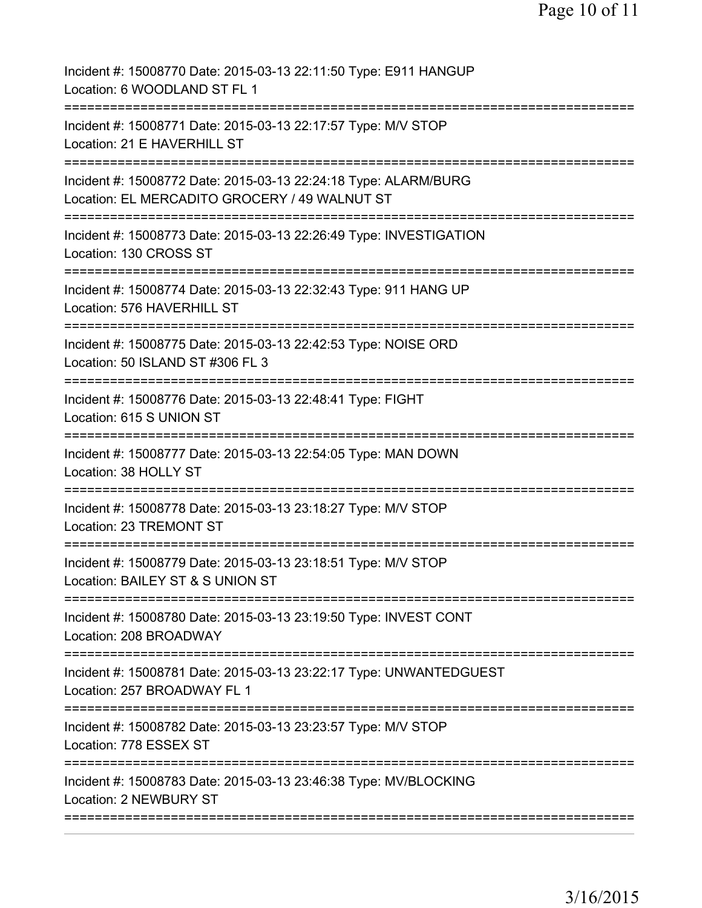Incident #: 15008770 Date: 2015-03-13 22:11:50 Type: E911 HANGUP
Location: 6 WOODLAND ST FL 1

===========================================================================

Incident #: 15008771 Date: 2015-03-13 22:17:57 Type: M/V STOP
Location: 21 E HAVERHILL ST

===========================================================================

Incident #: 15008772 Date: 2015-03-13 22:24:18 Type: ALARM/BURG
Location: EL MERCADITO GROCERY / 49 WALNUT ST

===========================================================================

Incident #: 15008773 Date: 2015-03-13 22:26:49 Type: INVESTIGATION
Location: 130 CROSS ST

===========================================================================

Incident #: 15008774 Date: 2015-03-13 22:32:43 Type: 911 HANG UP
Location: 576 HAVERHILL ST

===========================================================================

Incident #: 15008775 Date: 2015-03-13 22:42:53 Type: NOISE ORD
Location: 50 ISLAND ST #306 FL 3

===========================================================================

Incident #: 15008776 Date: 2015-03-13 22:48:41 Type: FIGHT
Location: 615 S UNION ST

===========================================================================

Incident #: 15008777 Date: 2015-03-13 22:54:05 Type: MAN DOWN
Location: 38 HOLLY ST

===========================================================================

Incident #: 15008778 Date: 2015-03-13 23:18:27 Type: M/V STOP
Location: 23 TREMONT ST

===========================================================================

Incident #: 15008779 Date: 2015-03-13 23:18:51 Type: M/V STOP
Location: BAILEY ST & S UNION ST

===========================================================================

Incident #: 15008780 Date: 2015-03-13 23:19:50 Type: INVEST CONT
Location: 208 BROADWAY

===========================================================================

Incident #: 15008781 Date: 2015-03-13 23:22:17 Type: UNWANTEDGUEST
Location: 257 BROADWAY FL 1

===========================================================================

Incident #: 15008782 Date: 2015-03-13 23:23:57 Type: M/V STOP
Location: 778 ESSEX ST

===========================================================================

Incident #: 15008783 Date: 2015-03-13 23:46:38 Type: MV/BLOCKING
Location: 2 NEWBURY ST

===========================================================================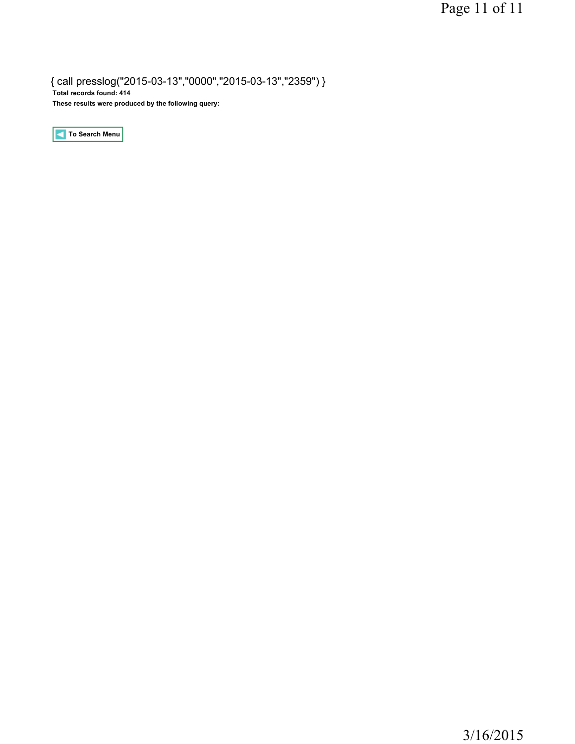{ call presslog("2015-03-13","0000","2015-03-13","2359") }

**Total records found: 414**

**These results were produced by the following query:**

**To Search Menu**